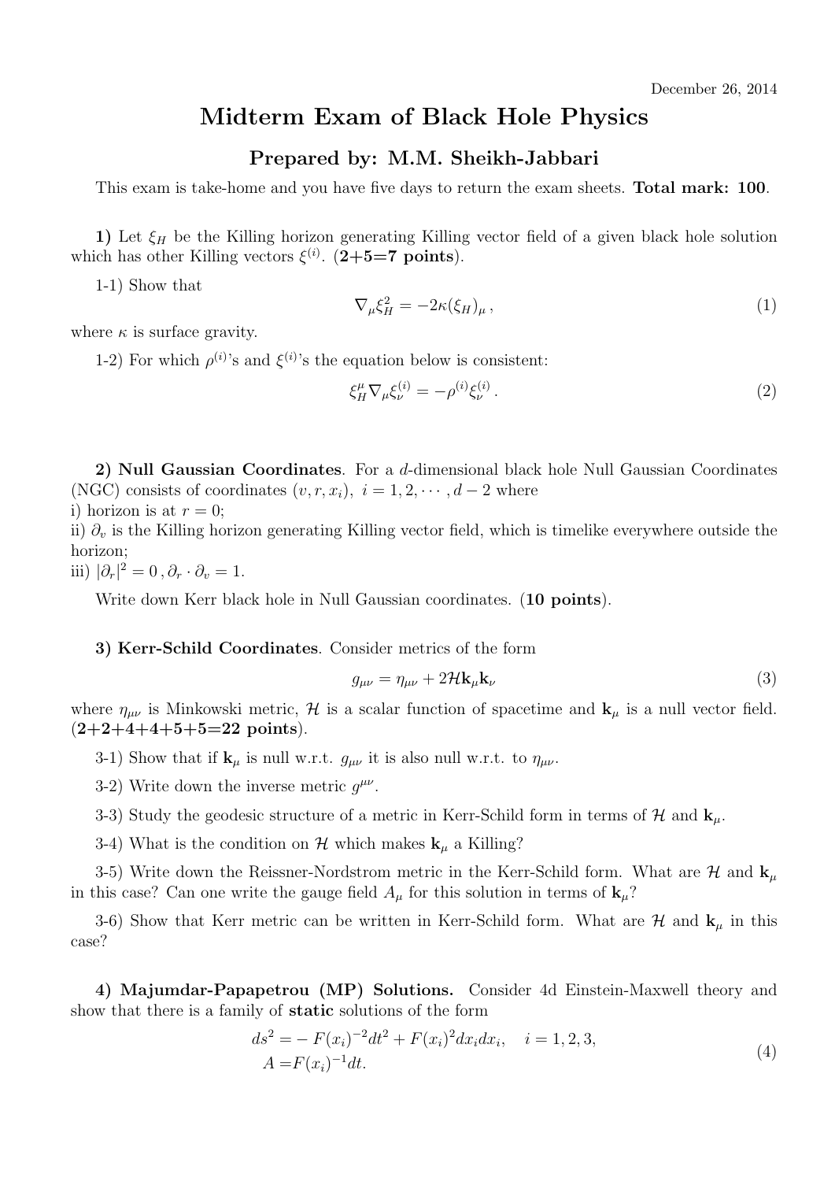December 26, 2014

# Midterm Exam of Black Hole Physics

## Prepared by: M.M. Sheikh-Jabbari

This exam is take-home and you have five days to return the exam sheets. **Total mark: 100**.

**1)** Let $\xi_H$ be the Killing horizon generating Killing vector field of a given black hole solution which has other Killing vectors $\xi^{(i)}$. (**2+5=7 points**).

1-1) Show that

$$\nabla_\mu \xi_H^2 = -2\kappa (\xi_H)_\mu \,, \tag{1}$$

where $\kappa$ is surface gravity.

1-2) For which $\rho^{(i)}$'s and $\xi^{(i)}$'s the equation below is consistent:

$$\xi_H^\mu \nabla_\mu \xi_\nu^{(i)} = -\rho^{(i)} \xi_\nu^{(i)} \,. \tag{2}$$

**2) Null Gaussian Coordinates**. For a $d$-dimensional black hole Null Gaussian Coordinates (NGC) consists of coordinates $(v, r, x_i),\ i = 1, 2, \cdots, d-2$ where

i) horizon is at $r = 0$;

ii) $\partial_v$ is the Killing horizon generating Killing vector field, which is timelike everywhere outside the horizon;

iii) $|\partial_r|^2 = 0\,, \partial_r \cdot \partial_v = 1$.

Write down Kerr black hole in Null Gaussian coordinates. (**10 points**).

**3) Kerr-Schild Coordinates**. Consider metrics of the form

$$g_{\mu\nu} = \eta_{\mu\nu} + 2\mathcal{H}\mathbf{k}_\mu \mathbf{k}_\nu \tag{3}$$

where $\eta_{\mu\nu}$ is Minkowski metric, $\mathcal{H}$ is a scalar function of spacetime and $\mathbf{k}_\mu$ is a null vector field. (**2+2+4+4+5+5=22 points**).

3-1) Show that if $\mathbf{k}_\mu$ is null w.r.t. $g_{\mu\nu}$ it is also null w.r.t. to $\eta_{\mu\nu}$.

3-2) Write down the inverse metric $g^{\mu\nu}$.

3-3) Study the geodesic structure of a metric in Kerr-Schild form in terms of $\mathcal{H}$ and $\mathbf{k}_\mu$.

3-4) What is the condition on $\mathcal{H}$ which makes $\mathbf{k}_\mu$ a Killing?

3-5) Write down the Reissner-Nordstrom metric in the Kerr-Schild form. What are $\mathcal{H}$ and $\mathbf{k}_\mu$ in this case? Can one write the gauge field $A_\mu$ for this solution in terms of $\mathbf{k}_\mu$?

3-6) Show that Kerr metric can be written in Kerr-Schild form. What are $\mathcal{H}$ and $\mathbf{k}_\mu$ in this case?

**4) Majumdar-Papapetrou (MP) Solutions.** Consider 4d Einstein-Maxwell theory and show that there is a family of **static** solutions of the form

$$\begin{aligned} ds^2 =& -F(x_i)^{-2}dt^2 + F(x_i)^2 dx_i dx_i, \quad i = 1, 2, 3, \\ A =& F(x_i)^{-1}dt. \end{aligned} \tag{4}$$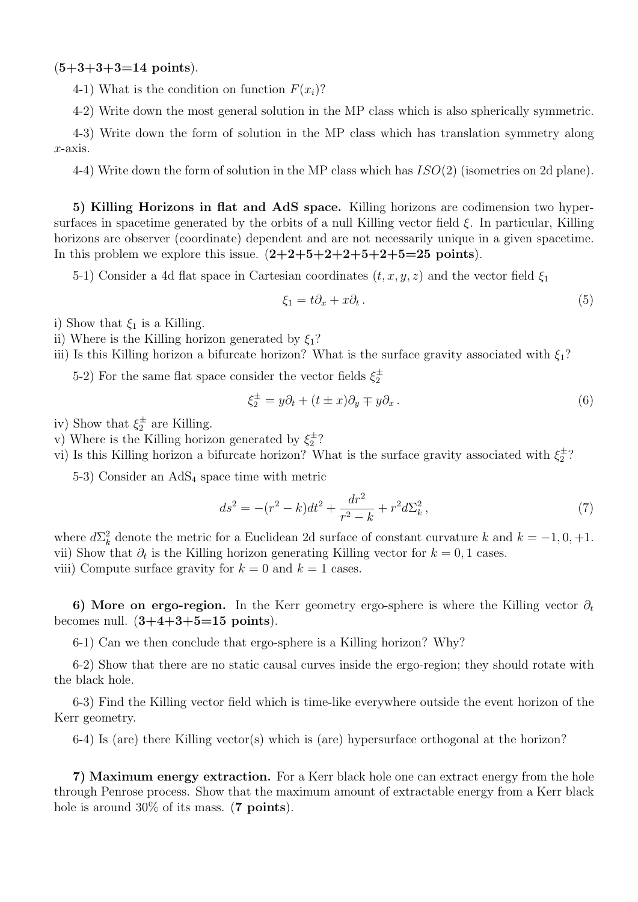**(5+3+3+3=14 points)**.

4-1) What is the condition on function $F(x_i)$?

4-2) Write down the most general solution in the MP class which is also spherically symmetric.

4-3) Write down the form of solution in the MP class which has translation symmetry along $x$-axis.

4-4) Write down the form of solution in the MP class which has $ISO(2)$ (isometries on 2d plane).

**5) Killing Horizons in flat and AdS space.** Killing horizons are codimension two hypersurfaces in spacetime generated by the orbits of a null Killing vector field $\xi$. In particular, Killing horizons are observer (coordinate) dependent and are not necessarily unique in a given spacetime. In this problem we explore this issue. **(2+2+5+2+2+5+2+5=25 points)**.

5-1) Consider a 4d flat space in Cartesian coordinates $(t, x, y, z)$ and the vector field $\xi_1$

$$\xi_1 = t\partial_x + x\partial_t\,. \tag{5}$$

i) Show that $\xi_1$ is a Killing.
ii) Where is the Killing horizon generated by $\xi_1$?
iii) Is this Killing horizon a bifurcate horizon? What is the surface gravity associated with $\xi_1$?

5-2) For the same flat space consider the vector fields $\xi_2^{\pm}$

$$\xi_2^{\pm} = y\partial_t + (t \pm x)\partial_y \mp y\partial_x\,. \tag{6}$$

iv) Show that $\xi_2^{\pm}$ are Killing.
v) Where is the Killing horizon generated by $\xi_2^{\pm}$?
vi) Is this Killing horizon a bifurcate horizon? What is the surface gravity associated with $\xi_2^{\pm}$?

5-3) Consider an $AdS_4$ space time with metric

$$ds^2 = -(r^2 - k)dt^2 + \frac{dr^2}{r^2 - k} + r^2 d\Sigma_k^2\,, \tag{7}$$

where $d\Sigma_k^2$ denote the metric for a Euclidean 2d surface of constant curvature $k$ and $k = -1, 0, +1$.
vii) Show that $\partial_t$ is the Killing horizon generating Killing vector for $k = 0, 1$ cases.
viii) Compute surface gravity for $k = 0$ and $k = 1$ cases.

**6) More on ergo-region.** In the Kerr geometry ergo-sphere is where the Killing vector $\partial_t$ becomes null. **(3+4+4+3+5=15 points)**.

6-1) Can we then conclude that ergo-sphere is a Killing horizon? Why?

6-2) Show that there are no static causal curves inside the ergo-region; they should rotate with the black hole.

6-3) Find the Killing vector field which is time-like everywhere outside the event horizon of the Kerr geometry.

6-4) Is (are) there Killing vector(s) which is (are) hypersurface orthogonal at the horizon?

**7) Maximum energy extraction.** For a Kerr black hole one can extract energy from the hole through Penrose process. Show that the maximum amount of extractable energy from a Kerr black hole is around 30% of its mass. **(7 points)**.